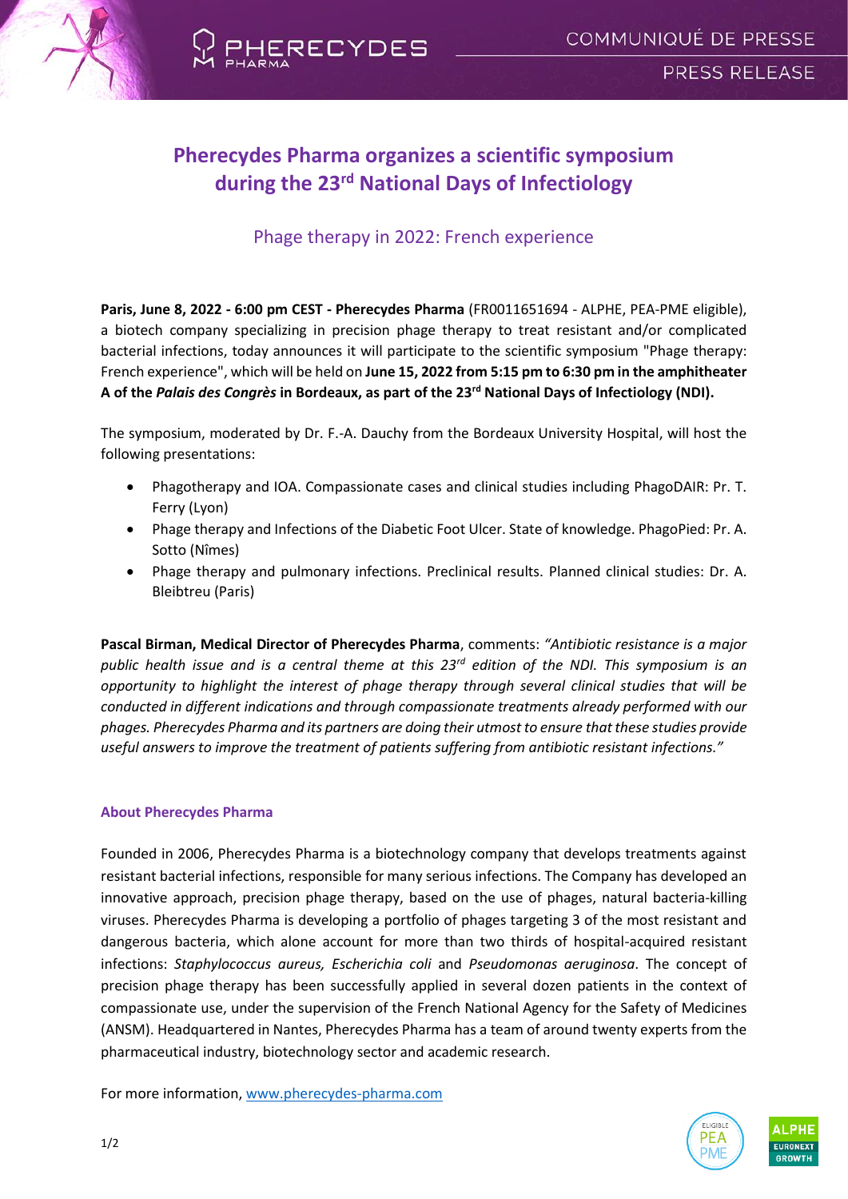# Pherecydes Pharma organizes a scientific symposium during the 23rd National Days of Infectiology

## Phage therapy in 2022: French experience

**Paris, June 8, 2022 - 6:00 pm CEST - Pherecydes Pharma** (FR0011651694 - ALPHE, PEA-PME eligible), a biotech company specializing in precision phage therapy to treat resistant and/or complicated bacterial infections, today announces it will participate to the scientific symposium "Phage therapy: French experience", which will be held on **June 15, 2022 from 5:15 pm to 6:30 pm in the amphitheater A of the *Palais des Congrès* in Bordeaux, as part of the 23rd National Days of Infectiology (NDI).**

The symposium, moderated by Dr. F.-A. Dauchy from the Bordeaux University Hospital, will host the following presentations:

- Phagotherapy and IOA. Compassionate cases and clinical studies including PhagoDAIR: Pr. T. Ferry (Lyon)
- Phage therapy and Infections of the Diabetic Foot Ulcer. State of knowledge. PhagoPied: Pr. A. Sotto (Nîmes)
- Phage therapy and pulmonary infections. Preclinical results. Planned clinical studies: Dr. A. Bleibtreu (Paris)

**Pascal Birman, Medical Director of Pherecydes Pharma**, comments: *"Antibiotic resistance is a major public health issue and is a central theme at this 23rd edition of the NDI. This symposium is an opportunity to highlight the interest of phage therapy through several clinical studies that will be conducted in different indications and through compassionate treatments already performed with our phages. Pherecydes Pharma and its partners are doing their utmost to ensure that these studies provide useful answers to improve the treatment of patients suffering from antibiotic resistant infections."*

### About Pherecydes Pharma

Founded in 2006, Pherecydes Pharma is a biotechnology company that develops treatments against resistant bacterial infections, responsible for many serious infections. The Company has developed an innovative approach, precision phage therapy, based on the use of phages, natural bacteria-killing viruses. Pherecydes Pharma is developing a portfolio of phages targeting 3 of the most resistant and dangerous bacteria, which alone account for more than two thirds of hospital-acquired resistant infections: *Staphylococcus aureus, Escherichia coli* and *Pseudomonas aeruginosa*. The concept of precision phage therapy has been successfully applied in several dozen patients in the context of compassionate use, under the supervision of the French National Agency for the Safety of Medicines (ANSM). Headquartered in Nantes, Pherecydes Pharma has a team of around twenty experts from the pharmaceutical industry, biotechnology sector and academic research.

For more information, www.pherecydes-pharma.com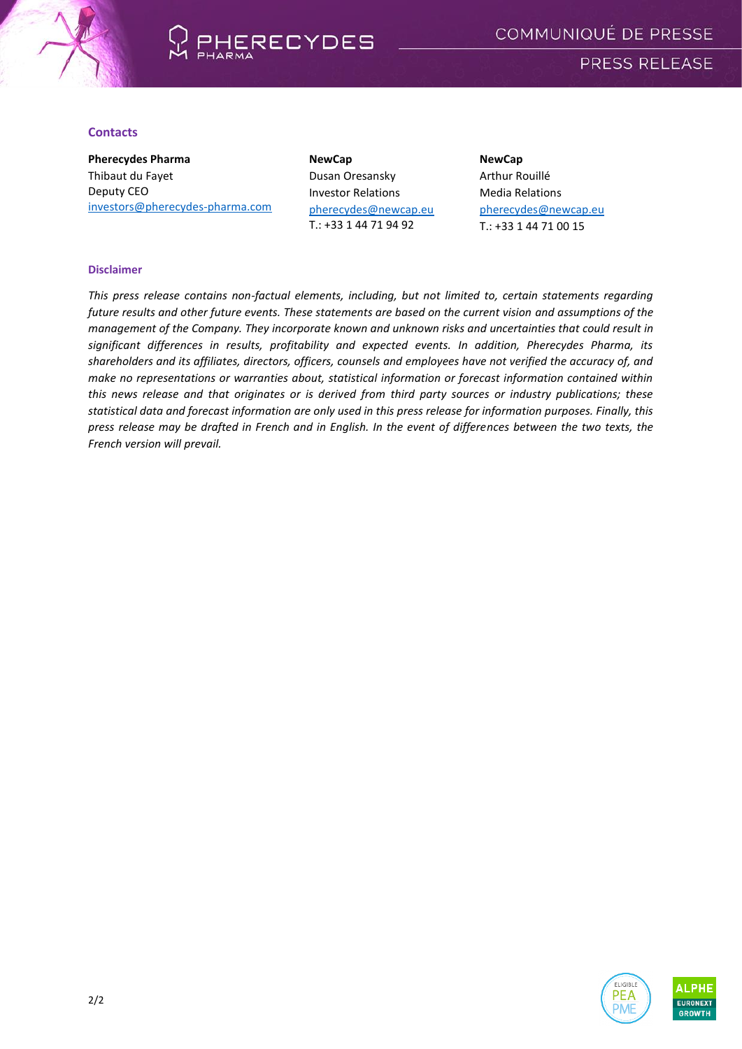## Contacts

| | | |
|---|---|---|
| **Pherecydes Pharma** | **NewCap** | **NewCap** |
| Thibaut du Fayet | Dusan Oresansky | Arthur Rouillé |
| Deputy CEO | Investor Relations | Media Relations |
| investors@pherecydes-pharma.com | pherecydes@newcap.eu | pherecydes@newcap.eu |
| | T.: +33 1 44 71 94 92 | T.: +33 1 44 71 00 15 |

## Disclaimer

*This press release contains non-factual elements, including, but not limited to, certain statements regarding future results and other future events. These statements are based on the current vision and assumptions of the management of the Company. They incorporate known and unknown risks and uncertainties that could result in significant differences in results, profitability and expected events. In addition, Pherecydes Pharma, its shareholders and its affiliates, directors, officers, counsels and employees have not verified the accuracy of, and make no representations or warranties about, statistical information or forecast information contained within this news release and that originates or is derived from third party sources or industry publications; these statistical data and forecast information are only used in this press release for information purposes. Finally, this press release may be drafted in French and in English. In the event of differences between the two texts, the French version will prevail.*